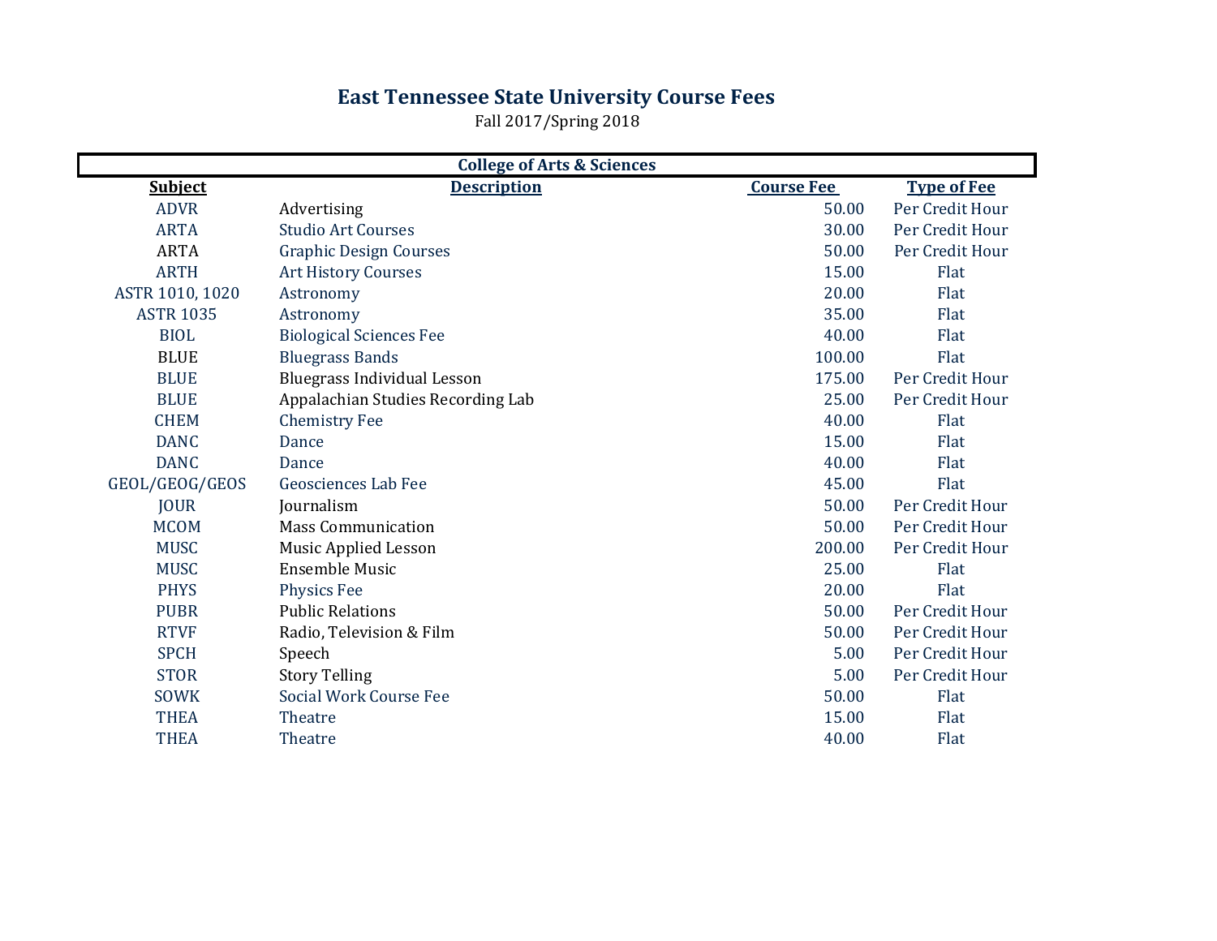# East Tennessee State University Course Fees

Fall 2017/Spring 2018

| College of Arts & Sciences | | | |
|---|---|---|---|
| **Subject** | **Description** | **Course Fee** | **Type of Fee** |
| ADVR | Advertising | 50.00 | Per Credit Hour |
| ARTA | Studio Art Courses | 30.00 | Per Credit Hour |
| ARTA | Graphic Design Courses | 50.00 | Per Credit Hour |
| ARTH | Art History Courses | 15.00 | Flat |
| ASTR 1010, 1020 | Astronomy | 20.00 | Flat |
| ASTR 1035 | Astronomy | 35.00 | Flat |
| BIOL | Biological Sciences Fee | 40.00 | Flat |
| BLUE | Bluegrass Bands | 100.00 | Flat |
| BLUE | Bluegrass Individual Lesson | 175.00 | Per Credit Hour |
| BLUE | Appalachian Studies Recording Lab | 25.00 | Per Credit Hour |
| CHEM | Chemistry Fee | 40.00 | Flat |
| DANC | Dance | 15.00 | Flat |
| DANC | Dance | 40.00 | Flat |
| GEOL/GEOG/GEOS | Geosciences Lab Fee | 45.00 | Flat |
| JOUR | Journalism | 50.00 | Per Credit Hour |
| MCOM | Mass Communication | 50.00 | Per Credit Hour |
| MUSC | Music Applied Lesson | 200.00 | Per Credit Hour |
| MUSC | Ensemble Music | 25.00 | Flat |
| PHYS | Physics Fee | 20.00 | Flat |
| PUBR | Public Relations | 50.00 | Per Credit Hour |
| RTVF | Radio, Television & Film | 50.00 | Per Credit Hour |
| SPCH | Speech | 5.00 | Per Credit Hour |
| STOR | Story Telling | 5.00 | Per Credit Hour |
| SOWK | Social Work Course Fee | 50.00 | Flat |
| THEA | Theatre | 15.00 | Flat |
| THEA | Theatre | 40.00 | Flat |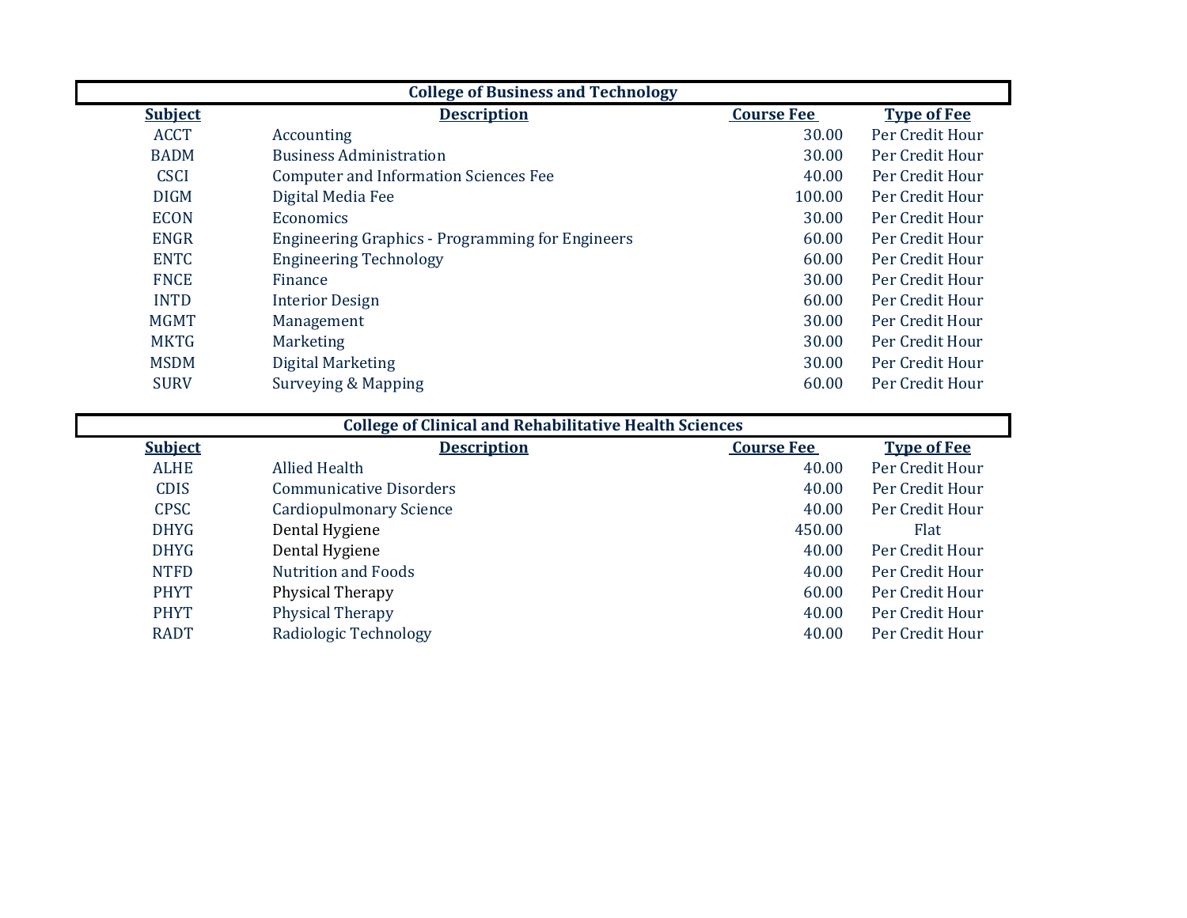## College of Business and Technology

| Subject | Description | Course Fee | Type of Fee |
| --- | --- | --- | --- |
| ACCT | Accounting | 30.00 | Per Credit Hour |
| BADM | Business Administration | 30.00 | Per Credit Hour |
| CSCI | Computer and Information Sciences Fee | 40.00 | Per Credit Hour |
| DIGM | Digital Media Fee | 100.00 | Per Credit Hour |
| ECON | Economics | 30.00 | Per Credit Hour |
| ENGR | Engineering Graphics - Programming for Engineers | 60.00 | Per Credit Hour |
| ENTC | Engineering Technology | 60.00 | Per Credit Hour |
| FNCE | Finance | 30.00 | Per Credit Hour |
| INTD | Interior Design | 60.00 | Per Credit Hour |
| MGMT | Management | 30.00 | Per Credit Hour |
| MKTG | Marketing | 30.00 | Per Credit Hour |
| MSDM | Digital Marketing | 30.00 | Per Credit Hour |
| SURV | Surveying & Mapping | 60.00 | Per Credit Hour |

## College of Clinical and Rehabilitative Health Sciences

| Subject | Description | Course Fee | Type of Fee |
| --- | --- | --- | --- |
| ALHE | Allied Health | 40.00 | Per Credit Hour |
| CDIS | Communicative Disorders | 40.00 | Per Credit Hour |
| CPSC | Cardiopulmonary Science | 40.00 | Per Credit Hour |
| DHYG | Dental Hygiene | 450.00 | Flat |
| DHYG | Dental Hygiene | 40.00 | Per Credit Hour |
| NTFD | Nutrition and Foods | 40.00 | Per Credit Hour |
| PHYT | Physical Therapy | 60.00 | Per Credit Hour |
| PHYT | Physical Therapy | 40.00 | Per Credit Hour |
| RADT | Radiologic Technology | 40.00 | Per Credit Hour |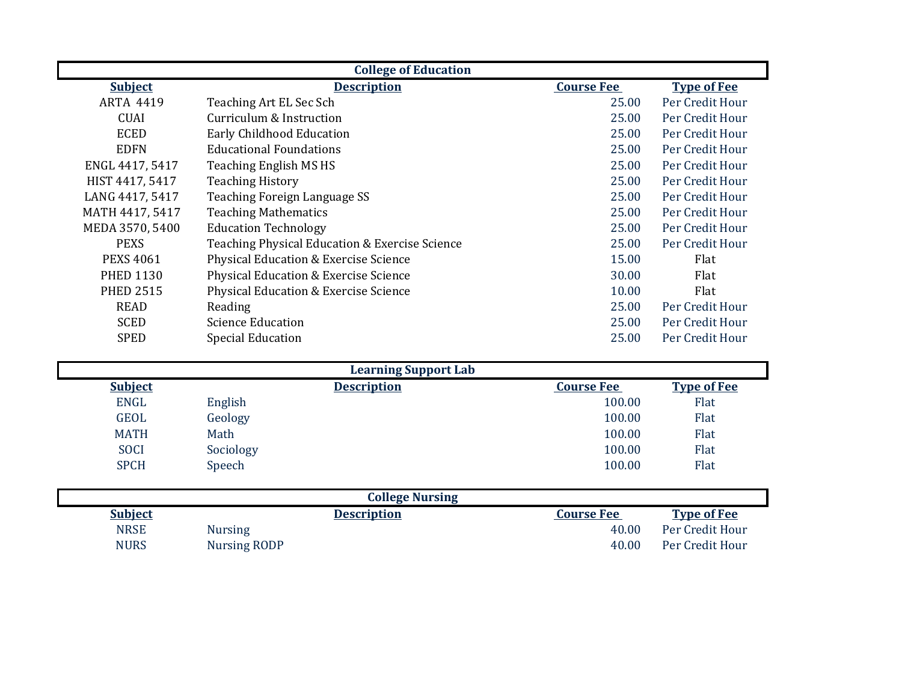## College of Education

| Subject | Description | Course Fee | Type of Fee |
|---|---|---|---|
| ARTA 4419 | Teaching Art EL Sec Sch | 25.00 | Per Credit Hour |
| CUAI | Curriculum & Instruction | 25.00 | Per Credit Hour |
| ECED | Early Childhood Education | 25.00 | Per Credit Hour |
| EDFN | Educational Foundations | 25.00 | Per Credit Hour |
| ENGL 4417, 5417 | Teaching English MS HS | 25.00 | Per Credit Hour |
| HIST 4417, 5417 | Teaching History | 25.00 | Per Credit Hour |
| LANG 4417, 5417 | Teaching Foreign Language SS | 25.00 | Per Credit Hour |
| MATH 4417, 5417 | Teaching Mathematics | 25.00 | Per Credit Hour |
| MEDA 3570, 5400 | Education Technology | 25.00 | Per Credit Hour |
| PEXS | Teaching Physical Education & Exercise Science | 25.00 | Per Credit Hour |
| PEXS 4061 | Physical Education & Exercise Science | 15.00 | Flat |
| PHED 1130 | Physical Education & Exercise Science | 30.00 | Flat |
| PHED 2515 | Physical Education & Exercise Science | 10.00 | Flat |
| READ | Reading | 25.00 | Per Credit Hour |
| SCED | Science Education | 25.00 | Per Credit Hour |
| SPED | Special Education | 25.00 | Per Credit Hour |

## Learning Support Lab

| Subject | Description | Course Fee | Type of Fee |
|---|---|---|---|
| ENGL | English | 100.00 | Flat |
| GEOL | Geology | 100.00 | Flat |
| MATH | Math | 100.00 | Flat |
| SOCI | Sociology | 100.00 | Flat |
| SPCH | Speech | 100.00 | Flat |

## College Nursing

| Subject | Description | Course Fee | Type of Fee |
|---|---|---|---|
| NRSE | Nursing | 40.00 | Per Credit Hour |
| NURS | Nursing RODP | 40.00 | Per Credit Hour |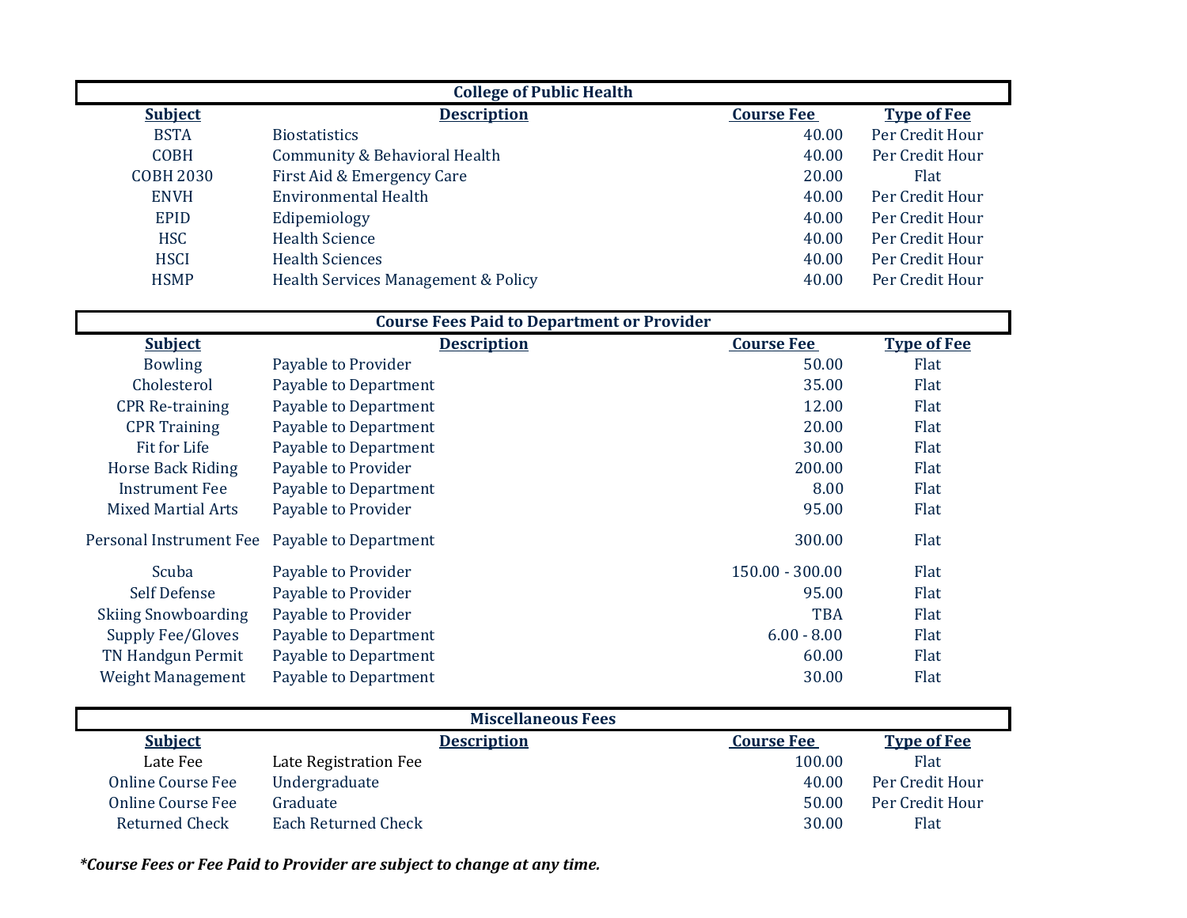| College of Public Health | | | |
|---|---|---|---|
| **Subject** | **Description** | **Course Fee** | **Type of Fee** |
| BSTA | Biostatistics | 40.00 | Per Credit Hour |
| COBH | Community & Behavioral Health | 40.00 | Per Credit Hour |
| COBH 2030 | First Aid & Emergency Care | 20.00 | Flat |
| ENVH | Environmental Health | 40.00 | Per Credit Hour |
| EPID | Edipemiology | 40.00 | Per Credit Hour |
| HSC | Health Science | 40.00 | Per Credit Hour |
| HSCI | Health Sciences | 40.00 | Per Credit Hour |
| HSMP | Health Services Management & Policy | 40.00 | Per Credit Hour |

| Course Fees Paid to Department or Provider | | | |
|---|---|---|---|
| **Subject** | **Description** | **Course Fee** | **Type of Fee** |
| Bowling | Payable to Provider | 50.00 | Flat |
| Cholesterol | Payable to Department | 35.00 | Flat |
| CPR Re-training | Payable to Department | 12.00 | Flat |
| CPR Training | Payable to Department | 20.00 | Flat |
| Fit for Life | Payable to Department | 30.00 | Flat |
| Horse Back Riding | Payable to Provider | 200.00 | Flat |
| Instrument Fee | Payable to Department | 8.00 | Flat |
| Mixed Martial Arts | Payable to Provider | 95.00 | Flat |
| Personal Instrument Fee | Payable to Department | 300.00 | Flat |
| Scuba | Payable to Provider | 150.00 - 300.00 | Flat |
| Self Defense | Payable to Provider | 95.00 | Flat |
| Skiing Snowboarding | Payable to Provider | TBA | Flat |
| Supply Fee/Gloves | Payable to Department | 6.00 - 8.00 | Flat |
| TN Handgun Permit | Payable to Department | 60.00 | Flat |
| Weight Management | Payable to Department | 30.00 | Flat |

| Miscellaneous Fees | | | |
|---|---|---|---|
| **Subject** | **Description** | **Course Fee** | **Type of Fee** |
| Late Fee | Late Registration Fee | 100.00 | Flat |
| Online Course Fee | Undergraduate | 40.00 | Per Credit Hour |
| Online Course Fee | Graduate | 50.00 | Per Credit Hour |
| Returned Check | Each Returned Check | 30.00 | Flat |

***Course Fees or Fee Paid to Provider are subject to change at any time.***